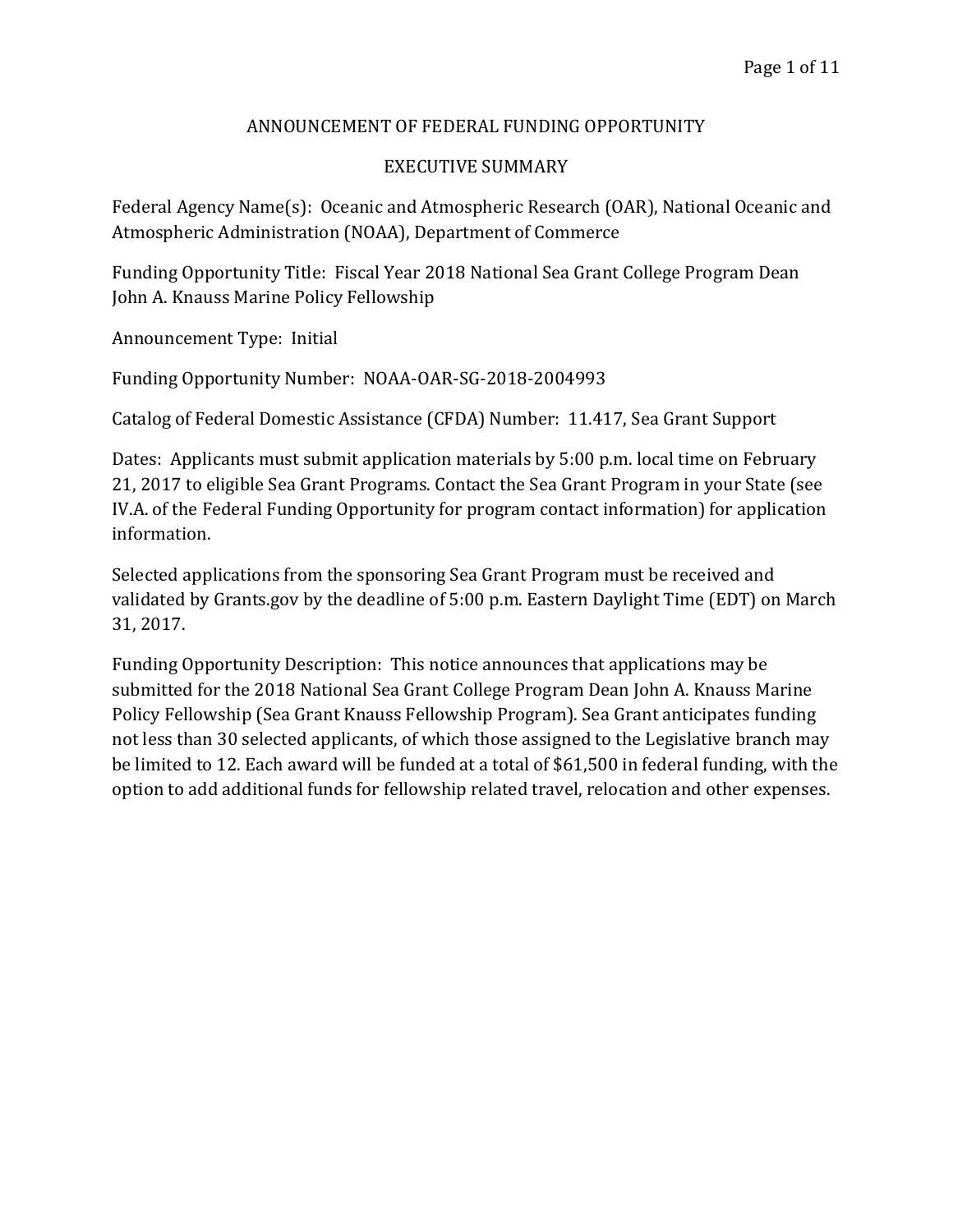# ANNOUNCEMENT OF FEDERAL FUNDING OPPORTUNITY

## EXECUTIVE SUMMARY

Federal Agency Name(s): Oceanic and Atmospheric Research (OAR), National Oceanic and Atmospheric Administration (NOAA), Department of Commerce

Funding Opportunity Title: Fiscal Year 2018 National Sea Grant College Program Dean John A. Knauss Marine Policy Fellowship

Announcement Type: Initial

Funding Opportunity Number: NOAA-OAR-SG-2018-2004993

Catalog of Federal Domestic Assistance (CFDA) Number: 11.417, Sea Grant Support

Dates: Applicants must submit application materials by 5:00 p.m. local time on February 21, 2017 to eligible Sea Grant Programs. Contact the Sea Grant Program in your State (see IV.A. of the Federal Funding Opportunity for program contact information) for application information.

Selected applications from the sponsoring Sea Grant Program must be received and validated by Grants.gov by the deadline of 5:00 p.m. Eastern Daylight Time (EDT) on March 31, 2017.

Funding Opportunity Description: This notice announces that applications may be submitted for the 2018 National Sea Grant College Program Dean John A. Knauss Marine Policy Fellowship (Sea Grant Knauss Fellowship Program). Sea Grant anticipates funding not less than 30 selected applicants, of which those assigned to the Legislative branch may be limited to 12. Each award will be funded at a total of $61,500 in federal funding, with the option to add additional funds for fellowship related travel, relocation and other expenses.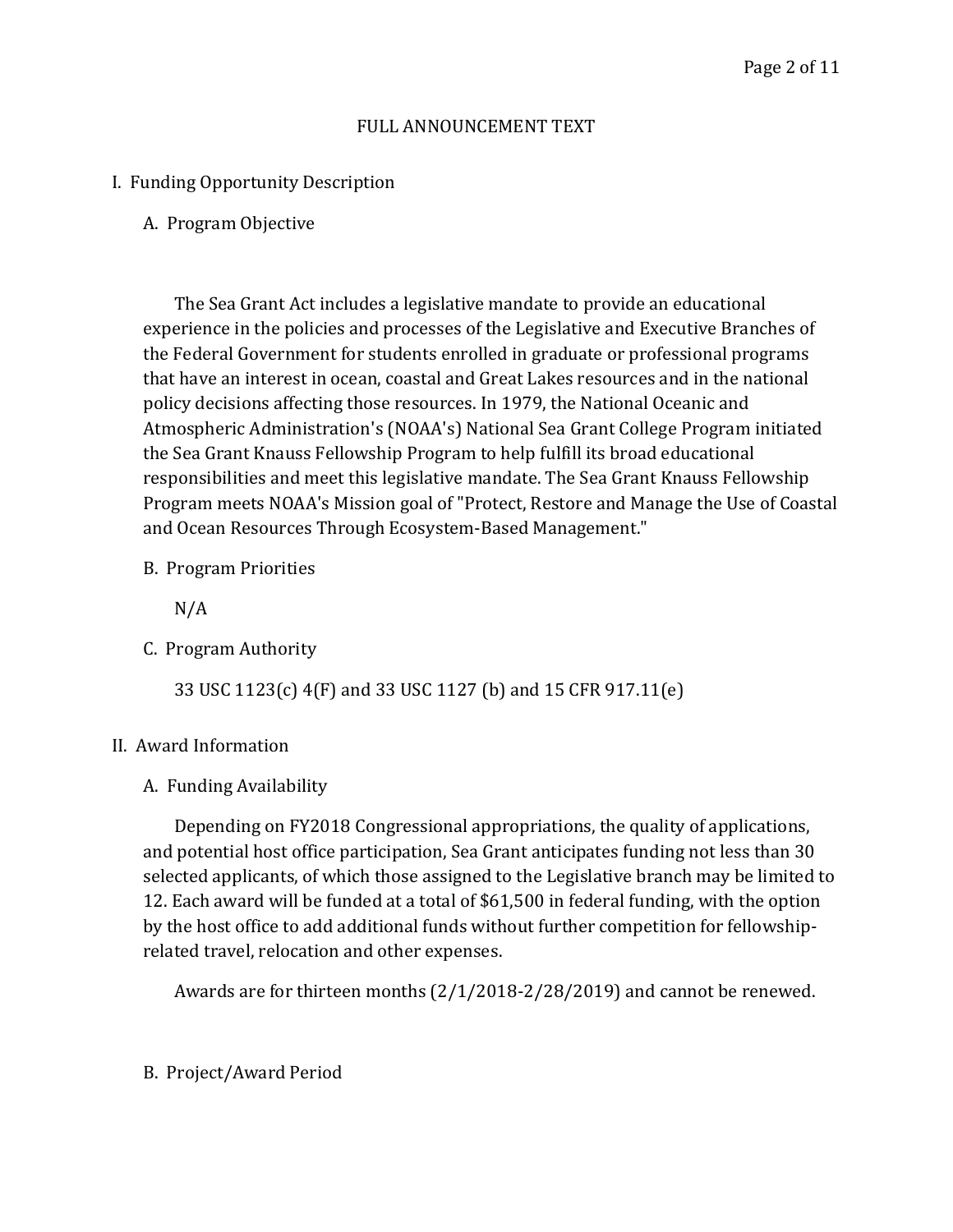# FULL ANNOUNCEMENT TEXT

## I. Funding Opportunity Description

### A. Program Objective

The Sea Grant Act includes a legislative mandate to provide an educational experience in the policies and processes of the Legislative and Executive Branches of the Federal Government for students enrolled in graduate or professional programs that have an interest in ocean, coastal and Great Lakes resources and in the national policy decisions affecting those resources. In 1979, the National Oceanic and Atmospheric Administration's (NOAA's) National Sea Grant College Program initiated the Sea Grant Knauss Fellowship Program to help fulfill its broad educational responsibilities and meet this legislative mandate. The Sea Grant Knauss Fellowship Program meets NOAA's Mission goal of "Protect, Restore and Manage the Use of Coastal and Ocean Resources Through Ecosystem-Based Management."

### B. Program Priorities

N/A

### C. Program Authority

33 USC 1123(c) 4(F) and 33 USC 1127 (b) and 15 CFR 917.11(e)

## II. Award Information

### A. Funding Availability

Depending on FY2018 Congressional appropriations, the quality of applications, and potential host office participation, Sea Grant anticipates funding not less than 30 selected applicants, of which those assigned to the Legislative branch may be limited to 12. Each award will be funded at a total of $61,500 in federal funding, with the option by the host office to add additional funds without further competition for fellowship-related travel, relocation and other expenses.

Awards are for thirteen months (2/1/2018-2/28/2019) and cannot be renewed.

### B. Project/Award Period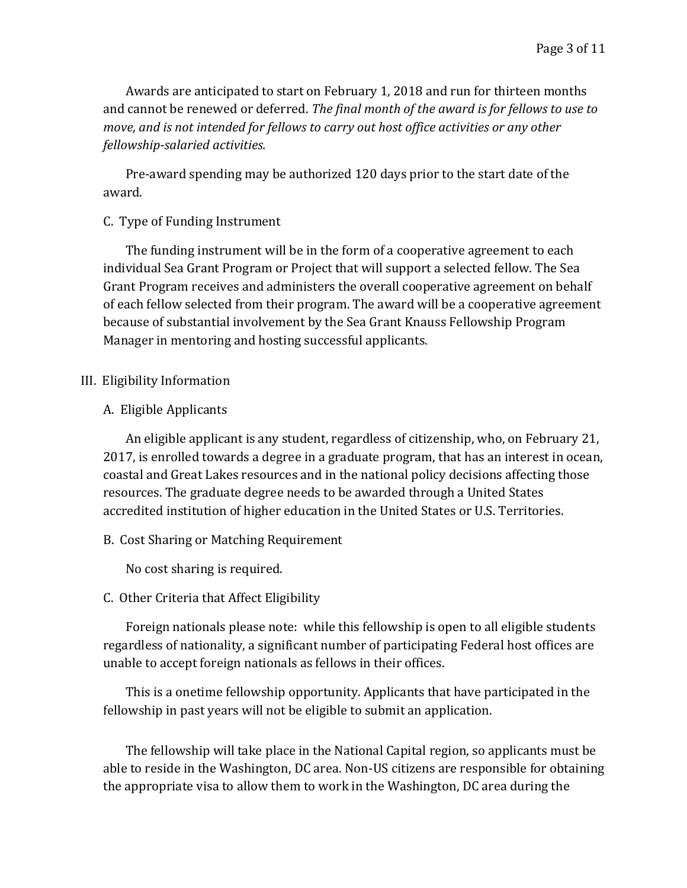Awards are anticipated to start on February 1, 2018 and run for thirteen months and cannot be renewed or deferred. *The final month of the award is for fellows to use to move, and is not intended for fellows to carry out host office activities or any other fellowship-salaried activities.*

Pre-award spending may be authorized 120 days prior to the start date of the award.

### C. Type of Funding Instrument

The funding instrument will be in the form of a cooperative agreement to each individual Sea Grant Program or Project that will support a selected fellow. The Sea Grant Program receives and administers the overall cooperative agreement on behalf of each fellow selected from their program. The award will be a cooperative agreement because of substantial involvement by the Sea Grant Knauss Fellowship Program Manager in mentoring and hosting successful applicants.

## III. Eligibility Information

### A. Eligible Applicants

An eligible applicant is any student, regardless of citizenship, who, on February 21, 2017, is enrolled towards a degree in a graduate program, that has an interest in ocean, coastal and Great Lakes resources and in the national policy decisions affecting those resources. The graduate degree needs to be awarded through a United States accredited institution of higher education in the United States or U.S. Territories.

### B. Cost Sharing or Matching Requirement

No cost sharing is required.

### C. Other Criteria that Affect Eligibility

Foreign nationals please note: while this fellowship is open to all eligible students regardless of nationality, a significant number of participating Federal host offices are unable to accept foreign nationals as fellows in their offices.

This is a onetime fellowship opportunity. Applicants that have participated in the fellowship in past years will not be eligible to submit an application.

The fellowship will take place in the National Capital region, so applicants must be able to reside in the Washington, DC area. Non-US citizens are responsible for obtaining the appropriate visa to allow them to work in the Washington, DC area during the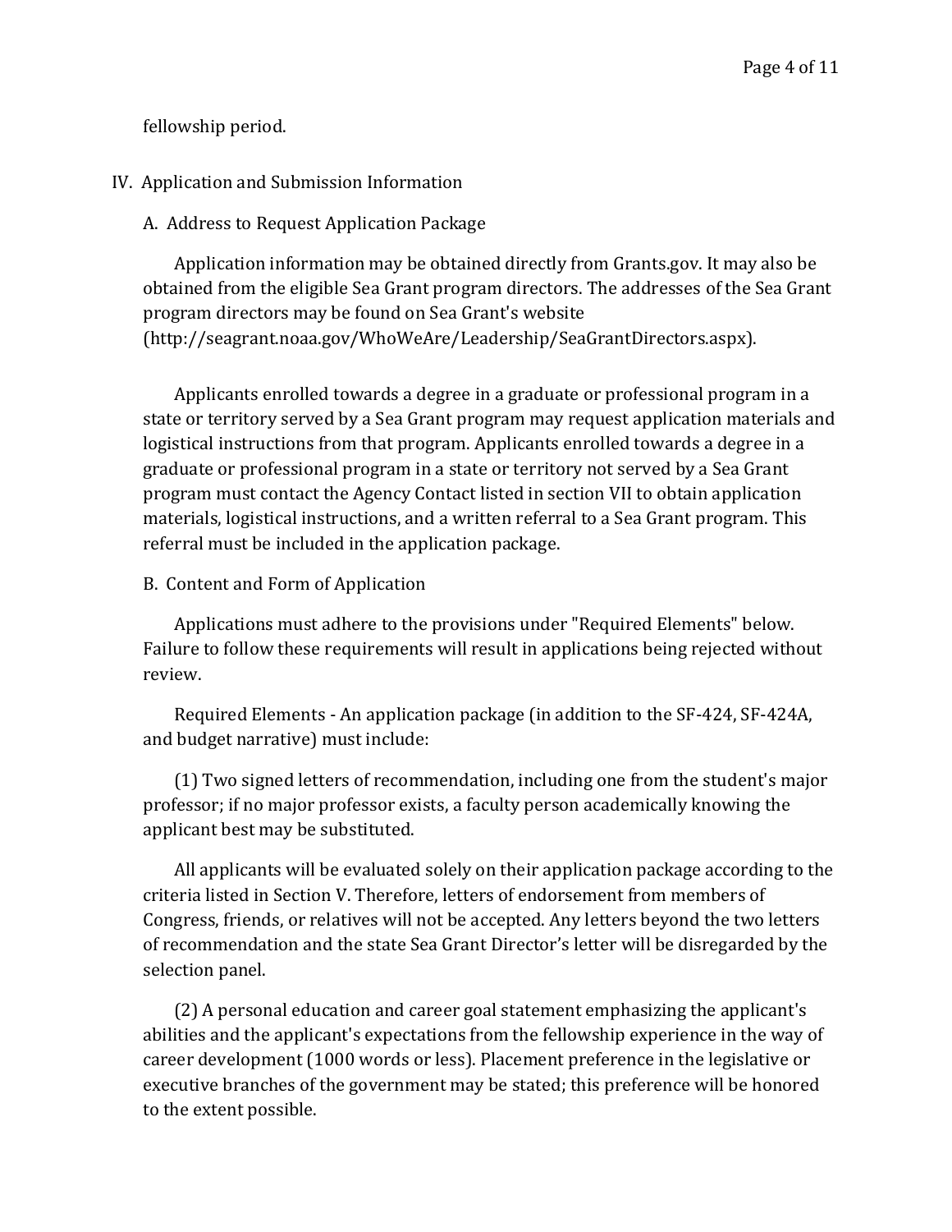fellowship period.

## IV. Application and Submission Information

### A. Address to Request Application Package

Application information may be obtained directly from Grants.gov. It may also be obtained from the eligible Sea Grant program directors. The addresses of the Sea Grant program directors may be found on Sea Grant's website (http://seagrant.noaa.gov/WhoWeAre/Leadership/SeaGrantDirectors.aspx).

Applicants enrolled towards a degree in a graduate or professional program in a state or territory served by a Sea Grant program may request application materials and logistical instructions from that program. Applicants enrolled towards a degree in a graduate or professional program in a state or territory not served by a Sea Grant program must contact the Agency Contact listed in section VII to obtain application materials, logistical instructions, and a written referral to a Sea Grant program. This referral must be included in the application package.

### B. Content and Form of Application

Applications must adhere to the provisions under "Required Elements" below. Failure to follow these requirements will result in applications being rejected without review.

Required Elements - An application package (in addition to the SF-424, SF-424A, and budget narrative) must include:

(1) Two signed letters of recommendation, including one from the student's major professor; if no major professor exists, a faculty person academically knowing the applicant best may be substituted.

All applicants will be evaluated solely on their application package according to the criteria listed in Section V. Therefore, letters of endorsement from members of Congress, friends, or relatives will not be accepted. Any letters beyond the two letters of recommendation and the state Sea Grant Director's letter will be disregarded by the selection panel.

(2) A personal education and career goal statement emphasizing the applicant's abilities and the applicant's expectations from the fellowship experience in the way of career development (1000 words or less). Placement preference in the legislative or executive branches of the government may be stated; this preference will be honored to the extent possible.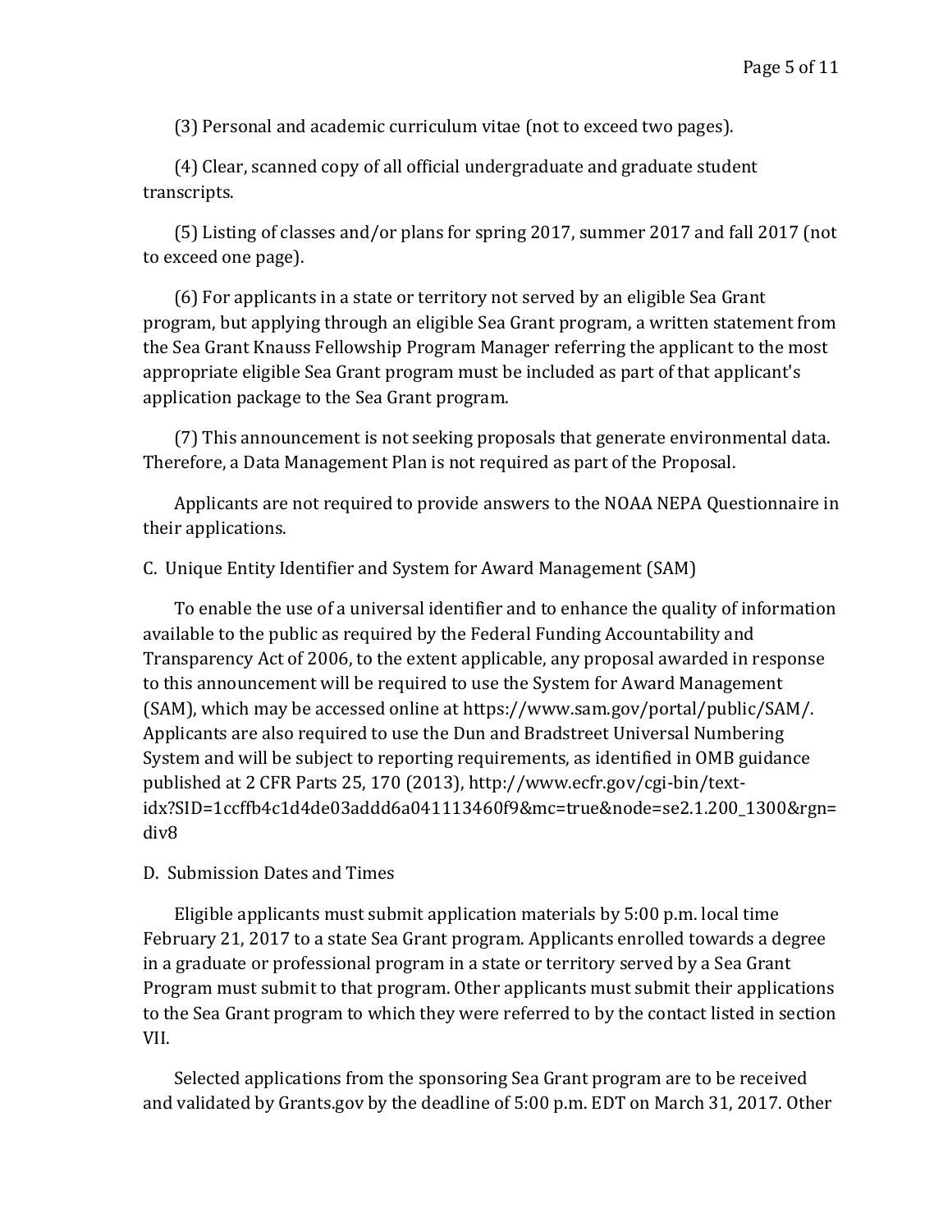(3) Personal and academic curriculum vitae (not to exceed two pages).

(4) Clear, scanned copy of all official undergraduate and graduate student transcripts.

(5) Listing of classes and/or plans for spring 2017, summer 2017 and fall 2017 (not to exceed one page).

(6) For applicants in a state or territory not served by an eligible Sea Grant program, but applying through an eligible Sea Grant program, a written statement from the Sea Grant Knauss Fellowship Program Manager referring the applicant to the most appropriate eligible Sea Grant program must be included as part of that applicant's application package to the Sea Grant program.

(7) This announcement is not seeking proposals that generate environmental data. Therefore, a Data Management Plan is not required as part of the Proposal.

Applicants are not required to provide answers to the NOAA NEPA Questionnaire in their applications.

C. Unique Entity Identifier and System for Award Management (SAM)

To enable the use of a universal identifier and to enhance the quality of information available to the public as required by the Federal Funding Accountability and Transparency Act of 2006, to the extent applicable, any proposal awarded in response to this announcement will be required to use the System for Award Management (SAM), which may be accessed online at https://www.sam.gov/portal/public/SAM/. Applicants are also required to use the Dun and Bradstreet Universal Numbering System and will be subject to reporting requirements, as identified in OMB guidance published at 2 CFR Parts 25, 170 (2013), http://www.ecfr.gov/cgi-bin/text-idx?SID=1ccffb4c1d4de03addd6a041113460f9&mc=true&node=se2.1.200_1300&rgn=div8

D. Submission Dates and Times

Eligible applicants must submit application materials by 5:00 p.m. local time February 21, 2017 to a state Sea Grant program. Applicants enrolled towards a degree in a graduate or professional program in a state or territory served by a Sea Grant Program must submit to that program. Other applicants must submit their applications to the Sea Grant program to which they were referred to by the contact listed in section VII.

Selected applications from the sponsoring Sea Grant program are to be received and validated by Grants.gov by the deadline of 5:00 p.m. EDT on March 31, 2017. Other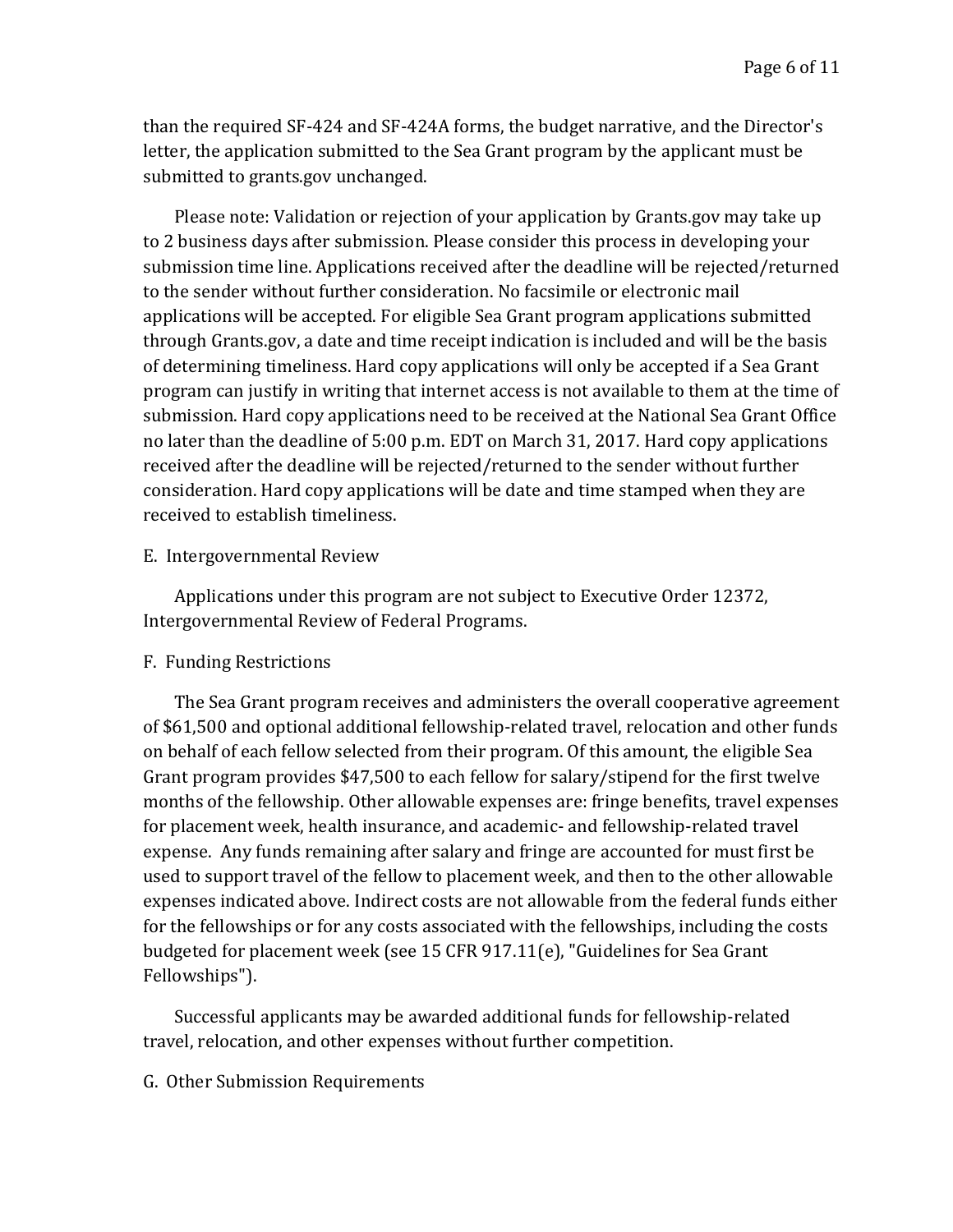than the required SF-424 and SF-424A forms, the budget narrative, and the Director's letter, the application submitted to the Sea Grant program by the applicant must be submitted to grants.gov unchanged.

Please note: Validation or rejection of your application by Grants.gov may take up to 2 business days after submission. Please consider this process in developing your submission time line. Applications received after the deadline will be rejected/returned to the sender without further consideration. No facsimile or electronic mail applications will be accepted. For eligible Sea Grant program applications submitted through Grants.gov, a date and time receipt indication is included and will be the basis of determining timeliness. Hard copy applications will only be accepted if a Sea Grant program can justify in writing that internet access is not available to them at the time of submission. Hard copy applications need to be received at the National Sea Grant Office no later than the deadline of 5:00 p.m. EDT on March 31, 2017. Hard copy applications received after the deadline will be rejected/returned to the sender without further consideration. Hard copy applications will be date and time stamped when they are received to establish timeliness.

E. Intergovernmental Review

Applications under this program are not subject to Executive Order 12372, Intergovernmental Review of Federal Programs.

F. Funding Restrictions

The Sea Grant program receives and administers the overall cooperative agreement of $61,500 and optional additional fellowship-related travel, relocation and other funds on behalf of each fellow selected from their program. Of this amount, the eligible Sea Grant program provides $47,500 to each fellow for salary/stipend for the first twelve months of the fellowship. Other allowable expenses are: fringe benefits, travel expenses for placement week, health insurance, and academic- and fellowship-related travel expense. Any funds remaining after salary and fringe are accounted for must first be used to support travel of the fellow to placement week, and then to the other allowable expenses indicated above. Indirect costs are not allowable from the federal funds either for the fellowships or for any costs associated with the fellowships, including the costs budgeted for placement week (see 15 CFR 917.11(e), "Guidelines for Sea Grant Fellowships").

Successful applicants may be awarded additional funds for fellowship-related travel, relocation, and other expenses without further competition.

G. Other Submission Requirements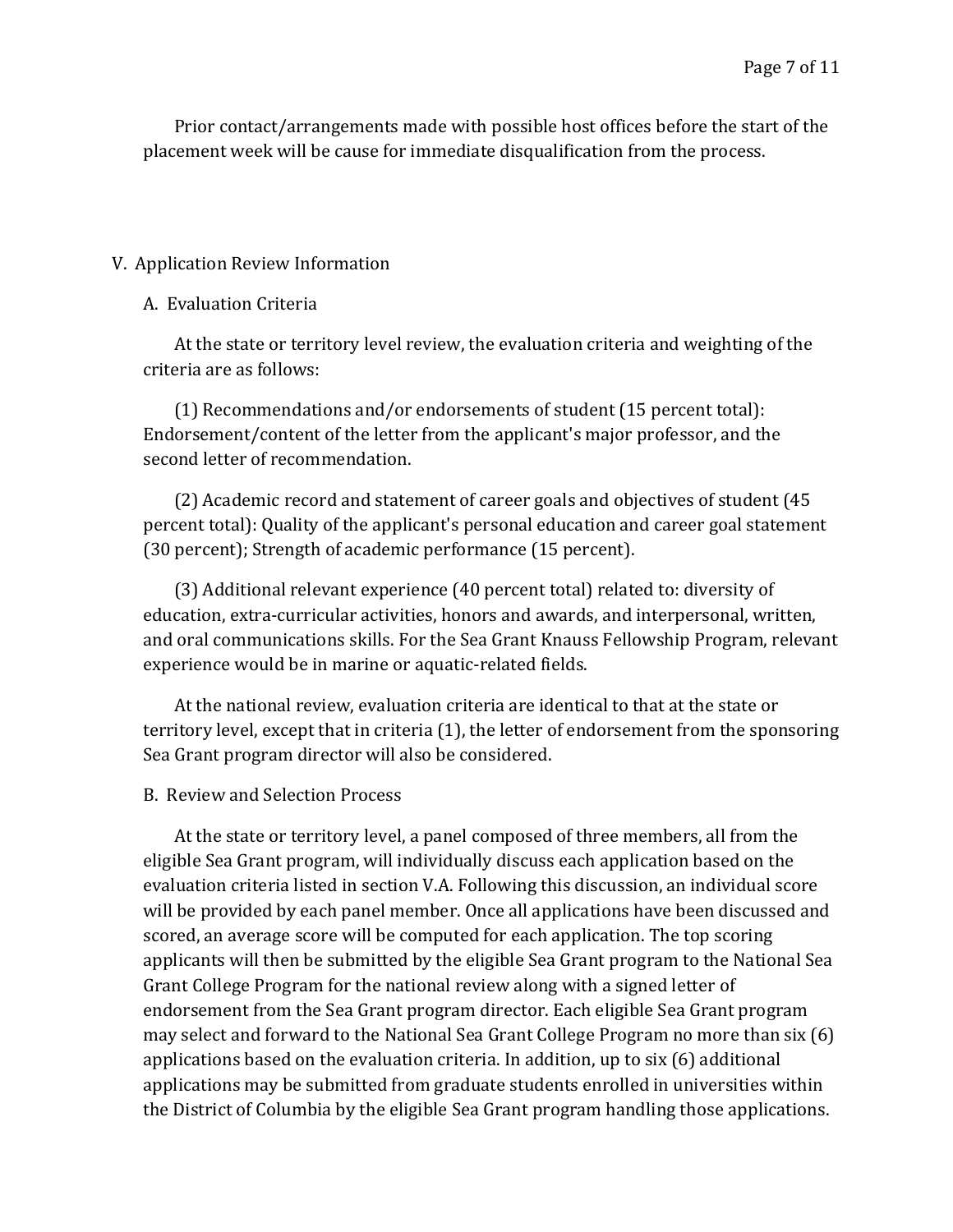Prior contact/arrangements made with possible host offices before the start of the placement week will be cause for immediate disqualification from the process.

## V. Application Review Information

### A. Evaluation Criteria

At the state or territory level review, the evaluation criteria and weighting of the criteria are as follows:

(1) Recommendations and/or endorsements of student (15 percent total): Endorsement/content of the letter from the applicant's major professor, and the second letter of recommendation.

(2) Academic record and statement of career goals and objectives of student (45 percent total): Quality of the applicant's personal education and career goal statement (30 percent); Strength of academic performance (15 percent).

(3) Additional relevant experience (40 percent total) related to: diversity of education, extra-curricular activities, honors and awards, and interpersonal, written, and oral communications skills. For the Sea Grant Knauss Fellowship Program, relevant experience would be in marine or aquatic-related fields.

At the national review, evaluation criteria are identical to that at the state or territory level, except that in criteria (1), the letter of endorsement from the sponsoring Sea Grant program director will also be considered.

### B. Review and Selection Process

At the state or territory level, a panel composed of three members, all from the eligible Sea Grant program, will individually discuss each application based on the evaluation criteria listed in section V.A. Following this discussion, an individual score will be provided by each panel member. Once all applications have been discussed and scored, an average score will be computed for each application. The top scoring applicants will then be submitted by the eligible Sea Grant program to the National Sea Grant College Program for the national review along with a signed letter of endorsement from the Sea Grant program director. Each eligible Sea Grant program may select and forward to the National Sea Grant College Program no more than six (6) applications based on the evaluation criteria. In addition, up to six (6) additional applications may be submitted from graduate students enrolled in universities within the District of Columbia by the eligible Sea Grant program handling those applications.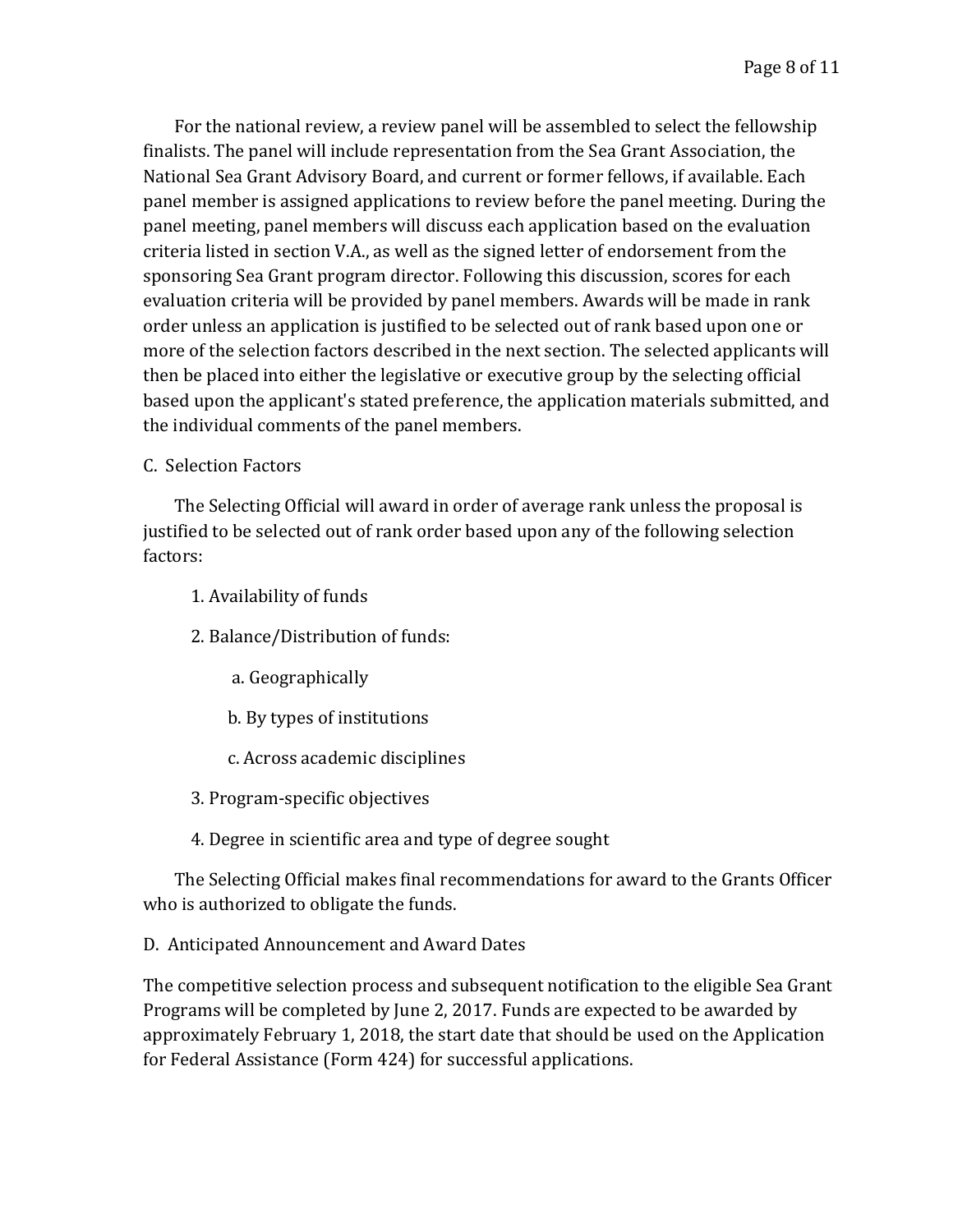For the national review, a review panel will be assembled to select the fellowship finalists. The panel will include representation from the Sea Grant Association, the National Sea Grant Advisory Board, and current or former fellows, if available. Each panel member is assigned applications to review before the panel meeting. During the panel meeting, panel members will discuss each application based on the evaluation criteria listed in section V.A., as well as the signed letter of endorsement from the sponsoring Sea Grant program director. Following this discussion, scores for each evaluation criteria will be provided by panel members. Awards will be made in rank order unless an application is justified to be selected out of rank based upon one or more of the selection factors described in the next section. The selected applicants will then be placed into either the legislative or executive group by the selecting official based upon the applicant's stated preference, the application materials submitted, and the individual comments of the panel members.

C. Selection Factors

The Selecting Official will award in order of average rank unless the proposal is justified to be selected out of rank order based upon any of the following selection factors:

1. Availability of funds
2. Balance/Distribution of funds:
    a. Geographically
    b. By types of institutions
    c. Across academic disciplines
3. Program-specific objectives
4. Degree in scientific area and type of degree sought

The Selecting Official makes final recommendations for award to the Grants Officer who is authorized to obligate the funds.

D. Anticipated Announcement and Award Dates

The competitive selection process and subsequent notification to the eligible Sea Grant Programs will be completed by June 2, 2017. Funds are expected to be awarded by approximately February 1, 2018, the start date that should be used on the Application for Federal Assistance (Form 424) for successful applications.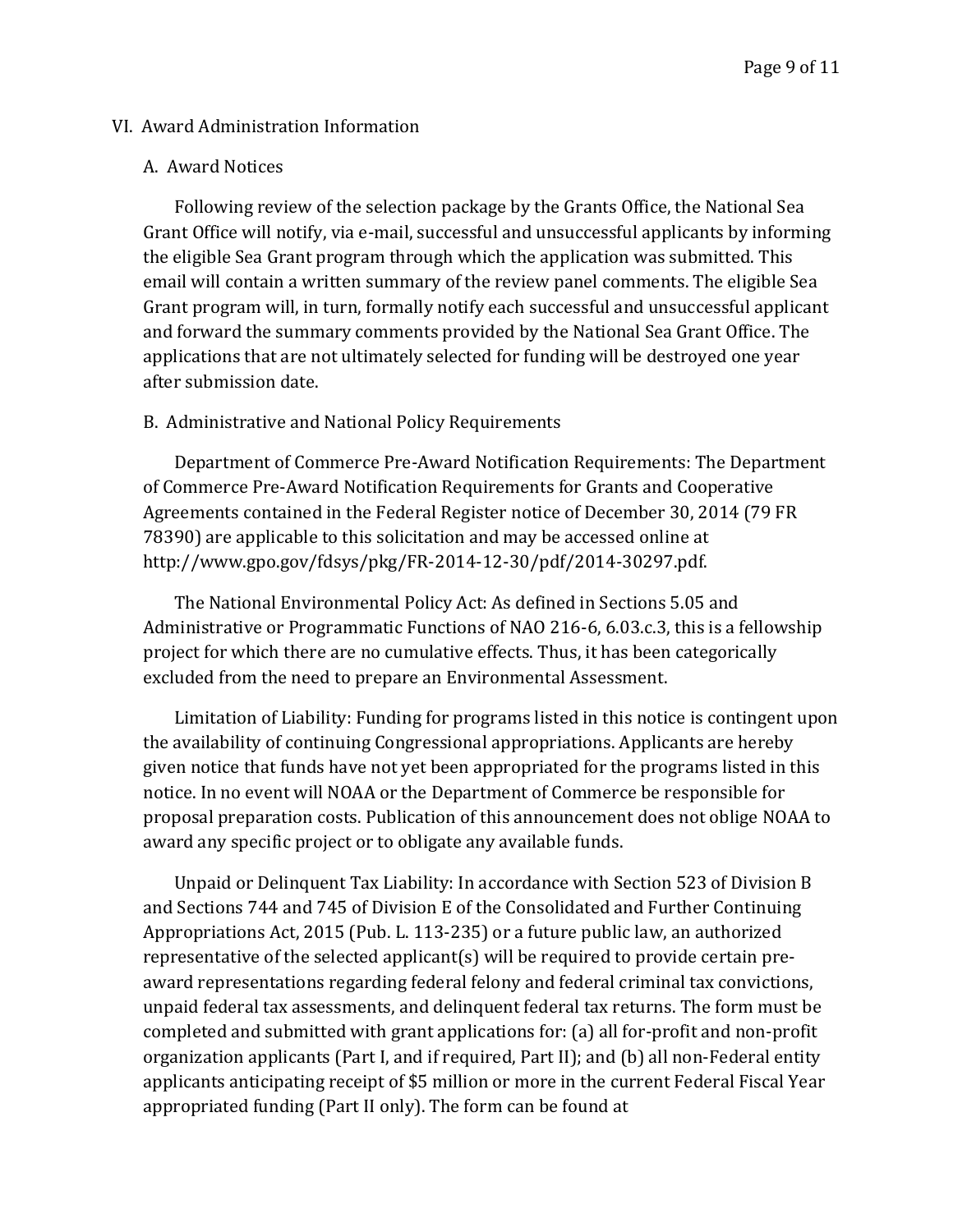## VI. Award Administration Information

### A. Award Notices

Following review of the selection package by the Grants Office, the National Sea Grant Office will notify, via e-mail, successful and unsuccessful applicants by informing the eligible Sea Grant program through which the application was submitted. This email will contain a written summary of the review panel comments. The eligible Sea Grant program will, in turn, formally notify each successful and unsuccessful applicant and forward the summary comments provided by the National Sea Grant Office. The applications that are not ultimately selected for funding will be destroyed one year after submission date.

### B. Administrative and National Policy Requirements

Department of Commerce Pre-Award Notification Requirements: The Department of Commerce Pre-Award Notification Requirements for Grants and Cooperative Agreements contained in the Federal Register notice of December 30, 2014 (79 FR 78390) are applicable to this solicitation and may be accessed online at http://www.gpo.gov/fdsys/pkg/FR-2014-12-30/pdf/2014-30297.pdf.

The National Environmental Policy Act: As defined in Sections 5.05 and Administrative or Programmatic Functions of NAO 216-6, 6.03.c.3, this is a fellowship project for which there are no cumulative effects. Thus, it has been categorically excluded from the need to prepare an Environmental Assessment.

Limitation of Liability: Funding for programs listed in this notice is contingent upon the availability of continuing Congressional appropriations. Applicants are hereby given notice that funds have not yet been appropriated for the programs listed in this notice. In no event will NOAA or the Department of Commerce be responsible for proposal preparation costs. Publication of this announcement does not oblige NOAA to award any specific project or to obligate any available funds.

Unpaid or Delinquent Tax Liability: In accordance with Section 523 of Division B and Sections 744 and 745 of Division E of the Consolidated and Further Continuing Appropriations Act, 2015 (Pub. L. 113-235) or a future public law, an authorized representative of the selected applicant(s) will be required to provide certain pre-award representations regarding federal felony and federal criminal tax convictions, unpaid federal tax assessments, and delinquent federal tax returns. The form must be completed and submitted with grant applications for: (a) all for-profit and non-profit organization applicants (Part I, and if required, Part II); and (b) all non-Federal entity applicants anticipating receipt of $5 million or more in the current Federal Fiscal Year appropriated funding (Part II only). The form can be found at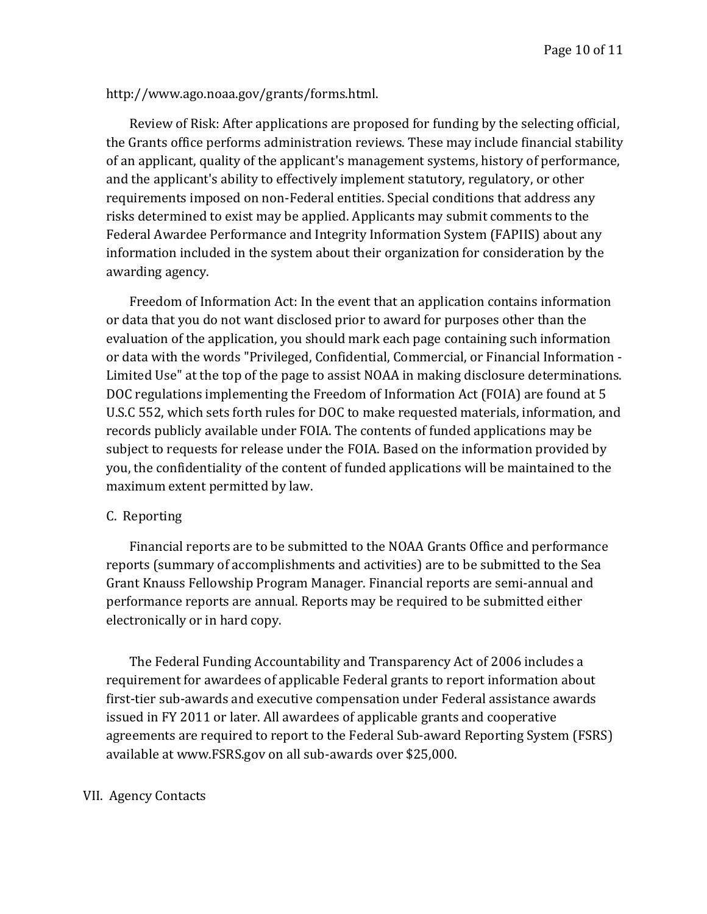http://www.ago.noaa.gov/grants/forms.html.

Review of Risk: After applications are proposed for funding by the selecting official, the Grants office performs administration reviews. These may include financial stability of an applicant, quality of the applicant's management systems, history of performance, and the applicant's ability to effectively implement statutory, regulatory, or other requirements imposed on non-Federal entities. Special conditions that address any risks determined to exist may be applied. Applicants may submit comments to the Federal Awardee Performance and Integrity Information System (FAPIIS) about any information included in the system about their organization for consideration by the awarding agency.

Freedom of Information Act: In the event that an application contains information or data that you do not want disclosed prior to award for purposes other than the evaluation of the application, you should mark each page containing such information or data with the words "Privileged, Confidential, Commercial, or Financial Information - Limited Use" at the top of the page to assist NOAA in making disclosure determinations. DOC regulations implementing the Freedom of Information Act (FOIA) are found at 5 U.S.C 552, which sets forth rules for DOC to make requested materials, information, and records publicly available under FOIA. The contents of funded applications may be subject to requests for release under the FOIA. Based on the information provided by you, the confidentiality of the content of funded applications will be maintained to the maximum extent permitted by law.

C. Reporting

Financial reports are to be submitted to the NOAA Grants Office and performance reports (summary of accomplishments and activities) are to be submitted to the Sea Grant Knauss Fellowship Program Manager. Financial reports are semi-annual and performance reports are annual. Reports may be required to be submitted either electronically or in hard copy.

The Federal Funding Accountability and Transparency Act of 2006 includes a requirement for awardees of applicable Federal grants to report information about first-tier sub-awards and executive compensation under Federal assistance awards issued in FY 2011 or later. All awardees of applicable grants and cooperative agreements are required to report to the Federal Sub-award Reporting System (FSRS) available at www.FSRS.gov on all sub-awards over $25,000.

## VII. Agency Contacts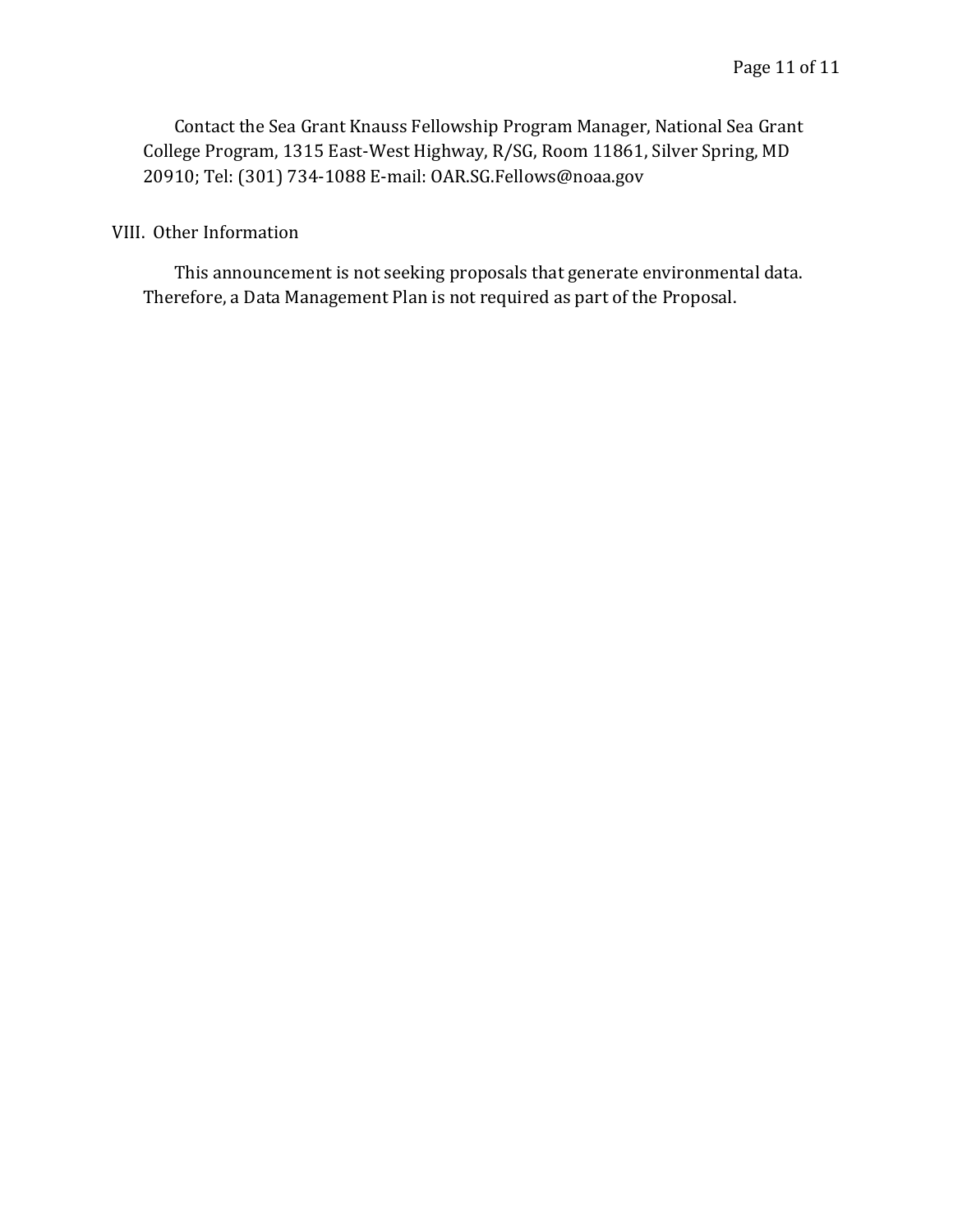Contact the Sea Grant Knauss Fellowship Program Manager, National Sea Grant College Program, 1315 East-West Highway, R/SG, Room 11861, Silver Spring, MD 20910; Tel: (301) 734-1088 E-mail: OAR.SG.Fellows@noaa.gov

## VIII. Other Information

This announcement is not seeking proposals that generate environmental data. Therefore, a Data Management Plan is not required as part of the Proposal.